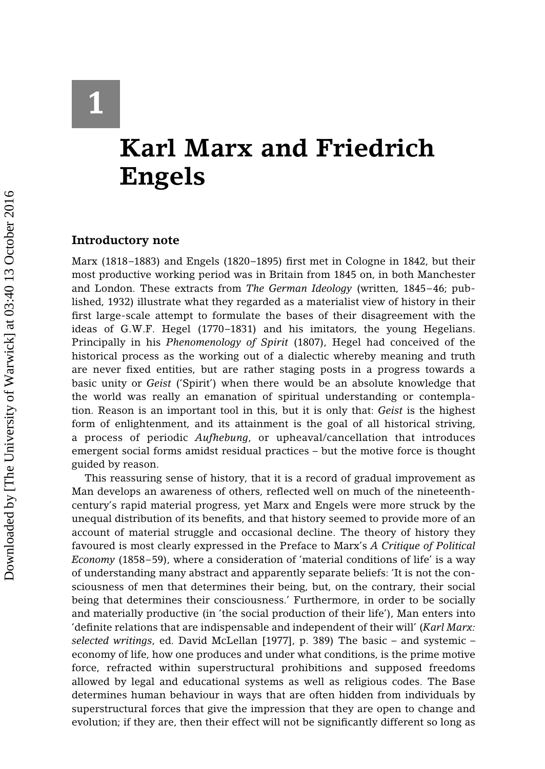# 1

# Karl Marx and Friedrich Engels

## Introductory note

Marx (1818–1883) and Engels (1820–1895) first met in Cologne in 1842, but their most productive working period was in Britain from 1845 on, in both Manchester and London. These extracts from *The German Ideology* (written, 1845–46; published, 1932) illustrate what they regarded as a materialist view of history in their first large-scale attempt to formulate the bases of their disagreement with the ideas of G.W.F. Hegel (1770–1831) and his imitators, the young Hegelians. Principally in his *Phenomenology of Spirit* (1807), Hegel had conceived of the historical process as the working out of a dialectic whereby meaning and truth are never fixed entities, but are rather staging posts in a progress towards a basic unity or *Geist* ('Spirit') when there would be an absolute knowledge that the world was really an emanation of spiritual understanding or contemplation. Reason is an important tool in this, but it is only that: *Geist* is the highest form of enlightenment, and its attainment is the goal of all historical striving, a process of periodic *Aufhebung*, or upheaval/cancellation that introduces emergent social forms amidst residual practices – but the motive force is thought guided by reason.

This reassuring sense of history, that it is a record of gradual improvement as Man develops an awareness of others, reflected well on much of the nineteenth-century's rapid material progress, yet Marx and Engels were more struck by the unequal distribution of its benefits, and that history seemed to provide more of an account of material struggle and occasional decline. The theory of history they favoured is most clearly expressed in the Preface to Marx's *A Critique of Political Economy* (1858–59), where a consideration of 'material conditions of life' is a way of understanding many abstract and apparently separate beliefs: 'It is not the consciousness of men that determines their being, but, on the contrary, their social being that determines their consciousness.' Furthermore, in order to be socially and materially productive (in 'the social production of their life'), Man enters into 'definite relations that are indispensable and independent of their will' (*Karl Marx: selected writings*, ed. David McLellan [1977], p. 389) The basic – and systemic – economy of life, how one produces and under what conditions, is the prime motive force, refracted within superstructural prohibitions and supposed freedoms allowed by legal and educational systems as well as religious codes. The Base determines human behaviour in ways that are often hidden from individuals by superstructural forces that give the impression that they are open to change and evolution; if they are, then their effect will not be significantly different so long as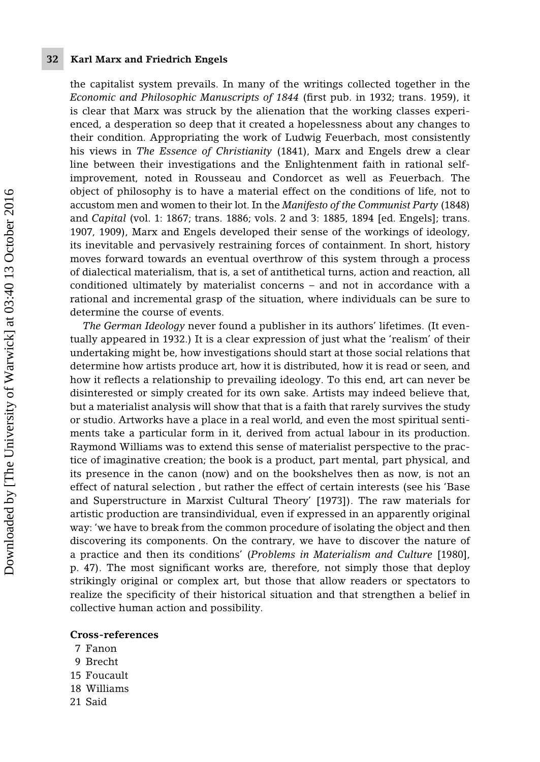the capitalist system prevails. In many of the writings collected together in the *Economic and Philosophic Manuscripts of 1844* (first pub. in 1932; trans. 1959), it is clear that Marx was struck by the alienation that the working classes experienced, a desperation so deep that it created a hopelessness about any changes to their condition. Appropriating the work of Ludwig Feuerbach, most consistently his views in *The Essence of Christianity* (1841), Marx and Engels drew a clear line between their investigations and the Enlightenment faith in rational self-improvement, noted in Rousseau and Condorcet as well as Feuerbach. The object of philosophy is to have a material effect on the conditions of life, not to accustom men and women to their lot. In the *Manifesto of the Communist Party* (1848) and *Capital* (vol. 1: 1867; trans. 1886; vols. 2 and 3: 1885, 1894 [ed. Engels]; trans. 1907, 1909), Marx and Engels developed their sense of the workings of ideology, its inevitable and pervasively restraining forces of containment. In short, history moves forward towards an eventual overthrow of this system through a process of dialectical materialism, that is, a set of antithetical turns, action and reaction, all conditioned ultimately by materialist concerns – and not in accordance with a rational and incremental grasp of the situation, where individuals can be sure to determine the course of events.

*The German Ideology* never found a publisher in its authors' lifetimes. (It eventually appeared in 1932.) It is a clear expression of just what the 'realism' of their undertaking might be, how investigations should start at those social relations that determine how artists produce art, how it is distributed, how it is read or seen, and how it reflects a relationship to prevailing ideology. To this end, art can never be disinterested or simply created for its own sake. Artists may indeed believe that, but a materialist analysis will show that that is a faith that rarely survives the study or studio. Artworks have a place in a real world, and even the most spiritual sentiments take a particular form in it, derived from actual labour in its production. Raymond Williams was to extend this sense of materialist perspective to the practice of imaginative creation; the book is a product, part mental, part physical, and its presence in the canon (now) and on the bookshelves then as now, is not an effect of natural selection , but rather the effect of certain interests (see his 'Base and Superstructure in Marxist Cultural Theory' [1973]). The raw materials for artistic production are transindividual, even if expressed in an apparently original way: 'we have to break from the common procedure of isolating the object and then discovering its components. On the contrary, we have to discover the nature of a practice and then its conditions' (*Problems in Materialism and Culture* [1980], p. 47). The most significant works are, therefore, not simply those that deploy strikingly original or complex art, but those that allow readers or spectators to realize the specificity of their historical situation and that strengthen a belief in collective human action and possibility.

**Cross-references**

7 Fanon
9 Brecht
15 Foucault
18 Williams
21 Said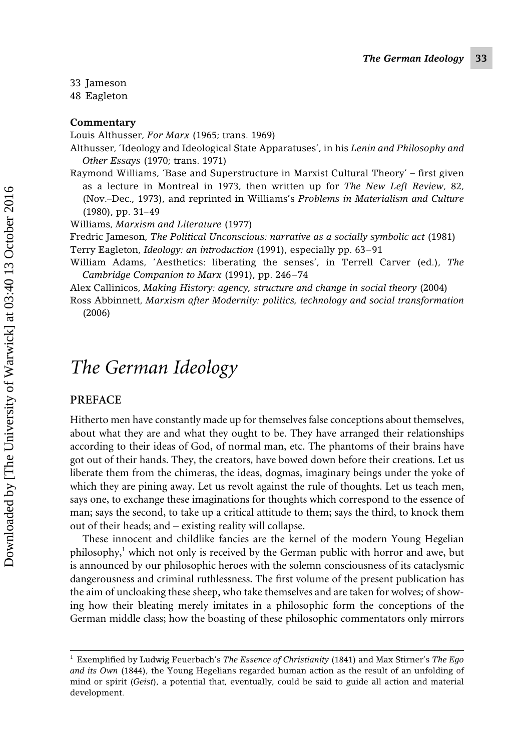33 Jameson
48 Eagleton

**Commentary**

Louis Althusser, *For Marx* (1965; trans. 1969)

Althusser, 'Ideology and Ideological State Apparatuses', in his *Lenin and Philosophy and Other Essays* (1970; trans. 1971)

Raymond Williams, 'Base and Superstructure in Marxist Cultural Theory' – first given as a lecture in Montreal in 1973, then written up for *The New Left Review*, 82, (Nov.–Dec., 1973), and reprinted in Williams's *Problems in Materialism and Culture* (1980), pp. 31–49

Williams, *Marxism and Literature* (1977)

Fredric Jameson, *The Political Unconscious: narrative as a socially symbolic act* (1981)

Terry Eagleton, *Ideology: an introduction* (1991), especially pp. 63–91

William Adams, 'Aesthetics: liberating the senses', in Terrell Carver (ed.), *The Cambridge Companion to Marx* (1991), pp. 246–74

Alex Callinicos, *Making History: agency, structure and change in social theory* (2004)

Ross Abbinnett, *Marxism after Modernity: politics, technology and social transformation* (2006)

# *The German Ideology*

## PREFACE

Hitherto men have constantly made up for themselves false conceptions about themselves, about what they are and what they ought to be. They have arranged their relationships according to their ideas of God, of normal man, etc. The phantoms of their brains have got out of their hands. They, the creators, have bowed down before their creations. Let us liberate them from the chimeras, the ideas, dogmas, imaginary beings under the yoke of which they are pining away. Let us revolt against the rule of thoughts. Let us teach men, says one, to exchange these imaginations for thoughts which correspond to the essence of man; says the second, to take up a critical attitude to them; says the third, to knock them out of their heads; and – existing reality will collapse.

These innocent and childlike fancies are the kernel of the modern Young Hegelian philosophy,[1] which not only is received by the German public with horror and awe, but is announced by our philosophic heroes with the solemn consciousness of its cataclysmic dangerousness and criminal ruthlessness. The first volume of the present publication has the aim of uncloaking these sheep, who take themselves and are taken for wolves; of showing how their bleating merely imitates in a philosophic form the conceptions of the German middle class; how the boasting of these philosophic commentators only mirrors

---

[1] Exemplified by Ludwig Feuerbach's *The Essence of Christianity* (1841) and Max Stirner's *The Ego and its Own* (1844), the Young Hegelians regarded human action as the result of an unfolding of mind or spirit (*Geist*), a potential that, eventually, could be said to guide all action and material development.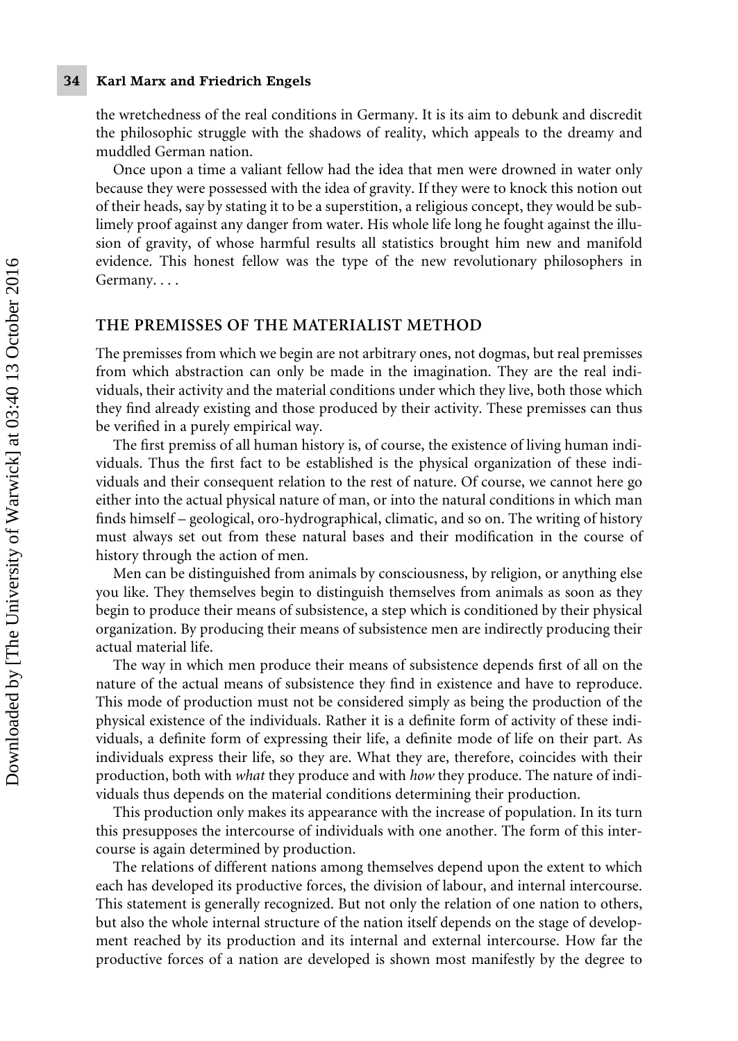the wretchedness of the real conditions in Germany. It is its aim to debunk and discredit the philosophic struggle with the shadows of reality, which appeals to the dreamy and muddled German nation.

Once upon a time a valiant fellow had the idea that men were drowned in water only because they were possessed with the idea of gravity. If they were to knock this notion out of their heads, say by stating it to be a superstition, a religious concept, they would be sublimely proof against any danger from water. His whole life long he fought against the illusion of gravity, of whose harmful results all statistics brought him new and manifold evidence. This honest fellow was the type of the new revolutionary philosophers in Germany. . . .

## THE PREMISSES OF THE MATERIALIST METHOD

The premisses from which we begin are not arbitrary ones, not dogmas, but real premisses from which abstraction can only be made in the imagination. They are the real individuals, their activity and the material conditions under which they live, both those which they find already existing and those produced by their activity. These premisses can thus be verified in a purely empirical way.

The first premiss of all human history is, of course, the existence of living human individuals. Thus the first fact to be established is the physical organization of these individuals and their consequent relation to the rest of nature. Of course, we cannot here go either into the actual physical nature of man, or into the natural conditions in which man finds himself – geological, oro-hydrographical, climatic, and so on. The writing of history must always set out from these natural bases and their modification in the course of history through the action of men.

Men can be distinguished from animals by consciousness, by religion, or anything else you like. They themselves begin to distinguish themselves from animals as soon as they begin to produce their means of subsistence, a step which is conditioned by their physical organization. By producing their means of subsistence men are indirectly producing their actual material life.

The way in which men produce their means of subsistence depends first of all on the nature of the actual means of subsistence they find in existence and have to reproduce. This mode of production must not be considered simply as being the production of the physical existence of the individuals. Rather it is a definite form of activity of these individuals, a definite form of expressing their life, a definite mode of life on their part. As individuals express their life, so they are. What they are, therefore, coincides with their production, both with *what* they produce and with *how* they produce. The nature of individuals thus depends on the material conditions determining their production.

This production only makes its appearance with the increase of population. In its turn this presupposes the intercourse of individuals with one another. The form of this intercourse is again determined by production.

The relations of different nations among themselves depend upon the extent to which each has developed its productive forces, the division of labour, and internal intercourse. This statement is generally recognized. But not only the relation of one nation to others, but also the whole internal structure of the nation itself depends on the stage of development reached by its production and its internal and external intercourse. How far the productive forces of a nation are developed is shown most manifestly by the degree to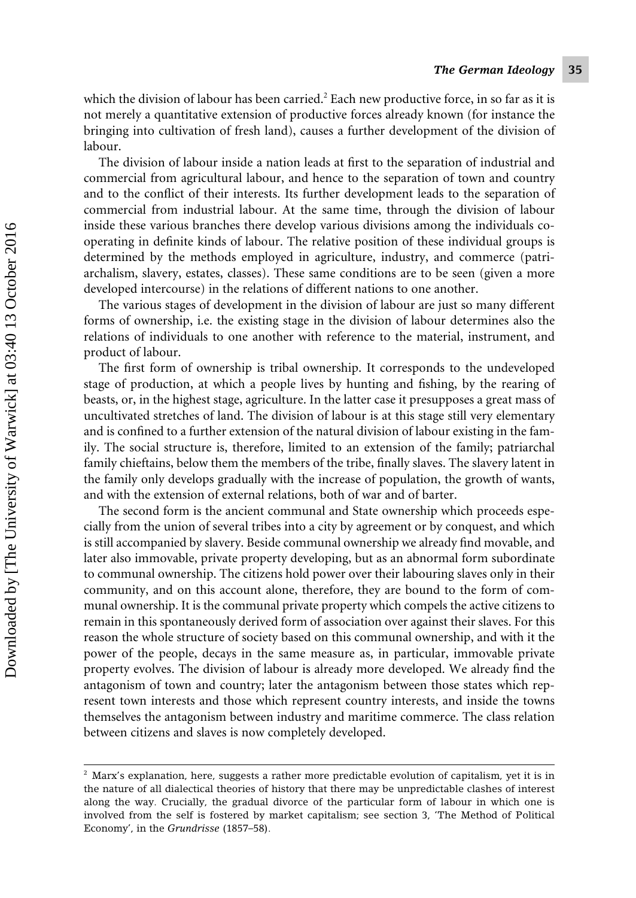which the division of labour has been carried.[2] Each new productive force, in so far as it is not merely a quantitative extension of productive forces already known (for instance the bringing into cultivation of fresh land), causes a further development of the division of labour.

The division of labour inside a nation leads at first to the separation of industrial and commercial from agricultural labour, and hence to the separation of town and country and to the conflict of their interests. Its further development leads to the separation of commercial from industrial labour. At the same time, through the division of labour inside these various branches there develop various divisions among the individuals co-operating in definite kinds of labour. The relative position of these individual groups is determined by the methods employed in agriculture, industry, and commerce (patriarchalism, slavery, estates, classes). These same conditions are to be seen (given a more developed intercourse) in the relations of different nations to one another.

The various stages of development in the division of labour are just so many different forms of ownership, i.e. the existing stage in the division of labour determines also the relations of individuals to one another with reference to the material, instrument, and product of labour.

The first form of ownership is tribal ownership. It corresponds to the undeveloped stage of production, at which a people lives by hunting and fishing, by the rearing of beasts, or, in the highest stage, agriculture. In the latter case it presupposes a great mass of uncultivated stretches of land. The division of labour is at this stage still very elementary and is confined to a further extension of the natural division of labour existing in the family. The social structure is, therefore, limited to an extension of the family; patriarchal family chieftains, below them the members of the tribe, finally slaves. The slavery latent in the family only develops gradually with the increase of population, the growth of wants, and with the extension of external relations, both of war and of barter.

The second form is the ancient communal and State ownership which proceeds especially from the union of several tribes into a city by agreement or by conquest, and which is still accompanied by slavery. Beside communal ownership we already find movable, and later also immovable, private property developing, but as an abnormal form subordinate to communal ownership. The citizens hold power over their labouring slaves only in their community, and on this account alone, therefore, they are bound to the form of communal ownership. It is the communal private property which compels the active citizens to remain in this spontaneously derived form of association over against their slaves. For this reason the whole structure of society based on this communal ownership, and with it the power of the people, decays in the same measure as, in particular, immovable private property evolves. The division of labour is already more developed. We already find the antagonism of town and country; later the antagonism between those states which represent town interests and those which represent country interests, and inside the towns themselves the antagonism between industry and maritime commerce. The class relation between citizens and slaves is now completely developed.

---

[2] Marx's explanation, here, suggests a rather more predictable evolution of capitalism, yet it is in the nature of all dialectical theories of history that there may be unpredictable clashes of interest along the way. Crucially, the gradual divorce of the particular form of labour in which one is involved from the self is fostered by market capitalism; see section 3, 'The Method of Political Economy', in the *Grundrisse* (1857–58).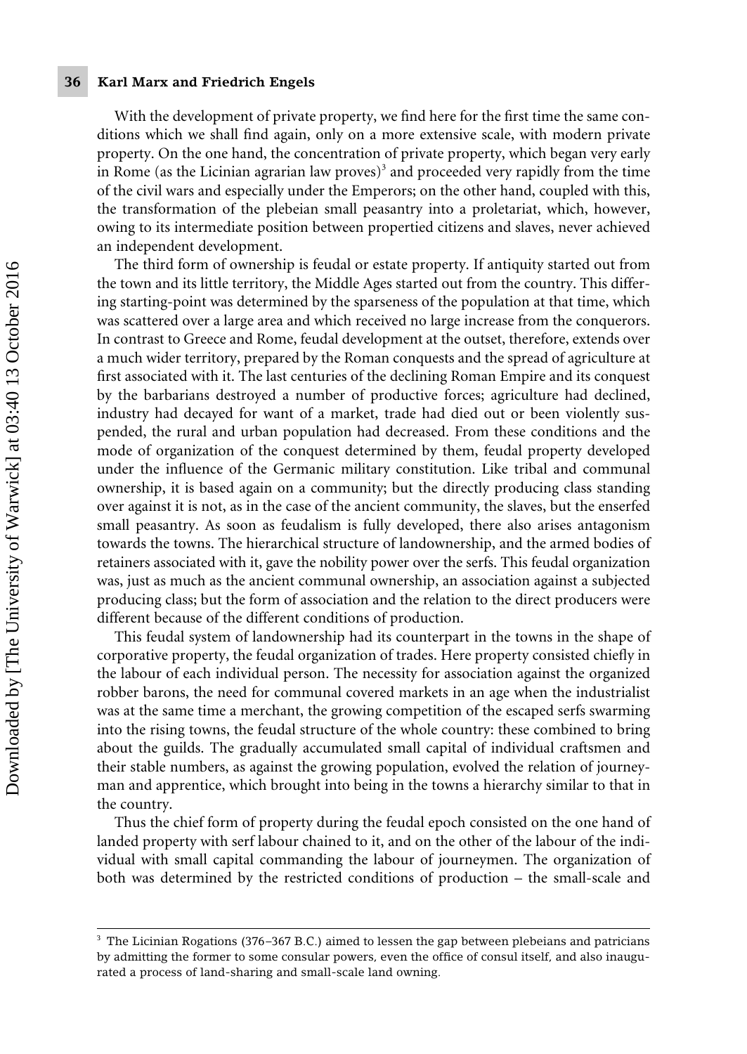With the development of private property, we find here for the first time the same conditions which we shall find again, only on a more extensive scale, with modern private property. On the one hand, the concentration of private property, which began very early in Rome (as the Licinian agrarian law proves)[3] and proceeded very rapidly from the time of the civil wars and especially under the Emperors; on the other hand, coupled with this, the transformation of the plebeian small peasantry into a proletariat, which, however, owing to its intermediate position between propertied citizens and slaves, never achieved an independent development.

The third form of ownership is feudal or estate property. If antiquity started out from the town and its little territory, the Middle Ages started out from the country. This differing starting-point was determined by the sparseness of the population at that time, which was scattered over a large area and which received no large increase from the conquerors. In contrast to Greece and Rome, feudal development at the outset, therefore, extends over a much wider territory, prepared by the Roman conquests and the spread of agriculture at first associated with it. The last centuries of the declining Roman Empire and its conquest by the barbarians destroyed a number of productive forces; agriculture had declined, industry had decayed for want of a market, trade had died out or been violently suspended, the rural and urban population had decreased. From these conditions and the mode of organization of the conquest determined by them, feudal property developed under the influence of the Germanic military constitution. Like tribal and communal ownership, it is based again on a community; but the directly producing class standing over against it is not, as in the case of the ancient community, the slaves, but the enserfed small peasantry. As soon as feudalism is fully developed, there also arises antagonism towards the towns. The hierarchical structure of landownership, and the armed bodies of retainers associated with it, gave the nobility power over the serfs. This feudal organization was, just as much as the ancient communal ownership, an association against a subjected producing class; but the form of association and the relation to the direct producers were different because of the different conditions of production.

This feudal system of landownership had its counterpart in the towns in the shape of corporative property, the feudal organization of trades. Here property consisted chiefly in the labour of each individual person. The necessity for association against the organized robber barons, the need for communal covered markets in an age when the industrialist was at the same time a merchant, the growing competition of the escaped serfs swarming into the rising towns, the feudal structure of the whole country: these combined to bring about the guilds. The gradually accumulated small capital of individual craftsmen and their stable numbers, as against the growing population, evolved the relation of journeyman and apprentice, which brought into being in the towns a hierarchy similar to that in the country.

Thus the chief form of property during the feudal epoch consisted on the one hand of landed property with serf labour chained to it, and on the other of the labour of the individual with small capital commanding the labour of journeymen. The organization of both was determined by the restricted conditions of production – the small-scale and

---

[3] The Licinian Rogations (376–367 B.C.) aimed to lessen the gap between plebeians and patricians by admitting the former to some consular powers, even the office of consul itself, and also inaugurated a process of land-sharing and small-scale land owning.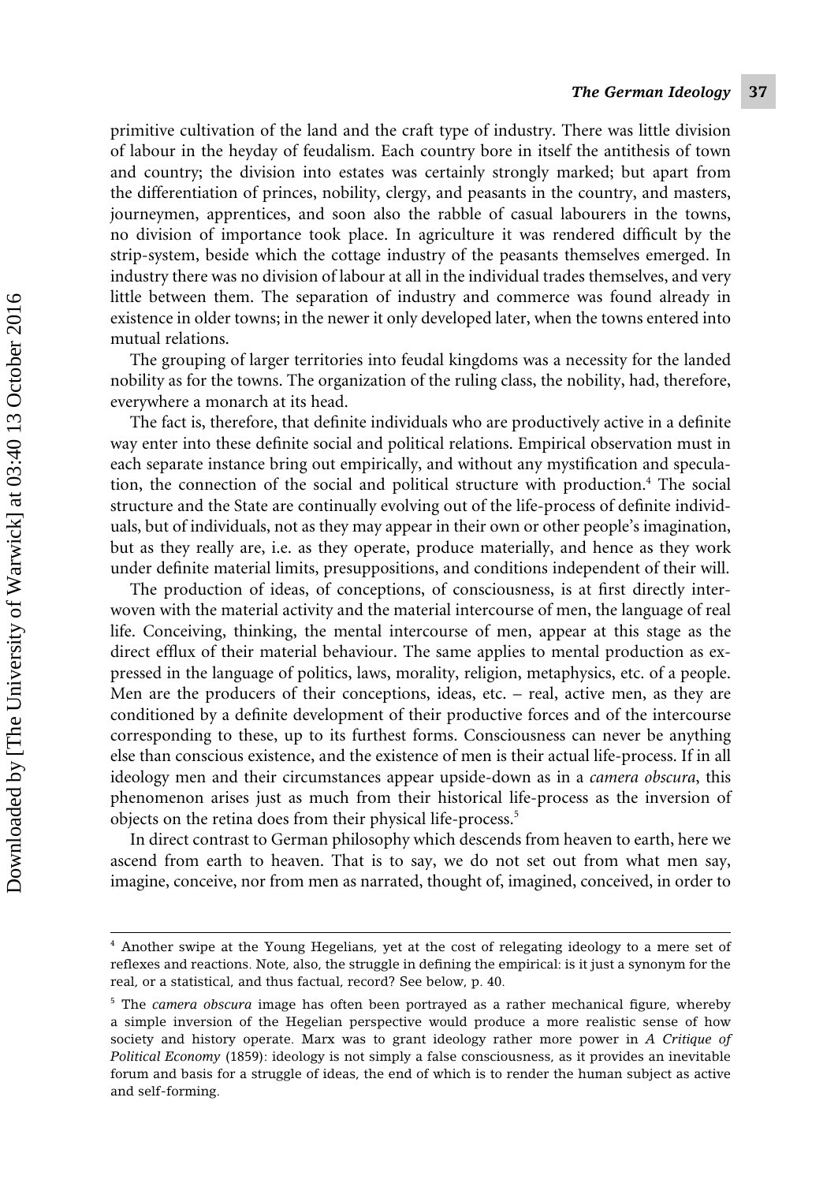primitive cultivation of the land and the craft type of industry. There was little division of labour in the heyday of feudalism. Each country bore in itself the antithesis of town and country; the division into estates was certainly strongly marked; but apart from the differentiation of princes, nobility, clergy, and peasants in the country, and masters, journeymen, apprentices, and soon also the rabble of casual labourers in the towns, no division of importance took place. In agriculture it was rendered difficult by the strip-system, beside which the cottage industry of the peasants themselves emerged. In industry there was no division of labour at all in the individual trades themselves, and very little between them. The separation of industry and commerce was found already in existence in older towns; in the newer it only developed later, when the towns entered into mutual relations.

The grouping of larger territories into feudal kingdoms was a necessity for the landed nobility as for the towns. The organization of the ruling class, the nobility, had, therefore, everywhere a monarch at its head.

The fact is, therefore, that definite individuals who are productively active in a definite way enter into these definite social and political relations. Empirical observation must in each separate instance bring out empirically, and without any mystification and speculation, the connection of the social and political structure with production.[4] The social structure and the State are continually evolving out of the life-process of definite individuals, but of individuals, not as they may appear in their own or other people's imagination, but as they really are, i.e. as they operate, produce materially, and hence as they work under definite material limits, presuppositions, and conditions independent of their will.

The production of ideas, of conceptions, of consciousness, is at first directly interwoven with the material activity and the material intercourse of men, the language of real life. Conceiving, thinking, the mental intercourse of men, appear at this stage as the direct efflux of their material behaviour. The same applies to mental production as expressed in the language of politics, laws, morality, religion, metaphysics, etc. of a people. Men are the producers of their conceptions, ideas, etc. – real, active men, as they are conditioned by a definite development of their productive forces and of the intercourse corresponding to these, up to its furthest forms. Consciousness can never be anything else than conscious existence, and the existence of men is their actual life-process. If in all ideology men and their circumstances appear upside-down as in a *camera obscura*, this phenomenon arises just as much from their historical life-process as the inversion of objects on the retina does from their physical life-process.[5]

In direct contrast to German philosophy which descends from heaven to earth, here we ascend from earth to heaven. That is to say, we do not set out from what men say, imagine, conceive, nor from men as narrated, thought of, imagined, conceived, in order to

---

[4] Another swipe at the Young Hegelians, yet at the cost of relegating ideology to a mere set of reflexes and reactions. Note, also, the struggle in defining the empirical: is it just a synonym for the real, or a statistical, and thus factual, record? See below, p. 40.

[5] The *camera obscura* image has often been portrayed as a rather mechanical figure, whereby a simple inversion of the Hegelian perspective would produce a more realistic sense of how society and history operate. Marx was to grant ideology rather more power in *A Critique of Political Economy* (1859): ideology is not simply a false consciousness, as it provides an inevitable forum and basis for a struggle of ideas, the end of which is to render the human subject as active and self-forming.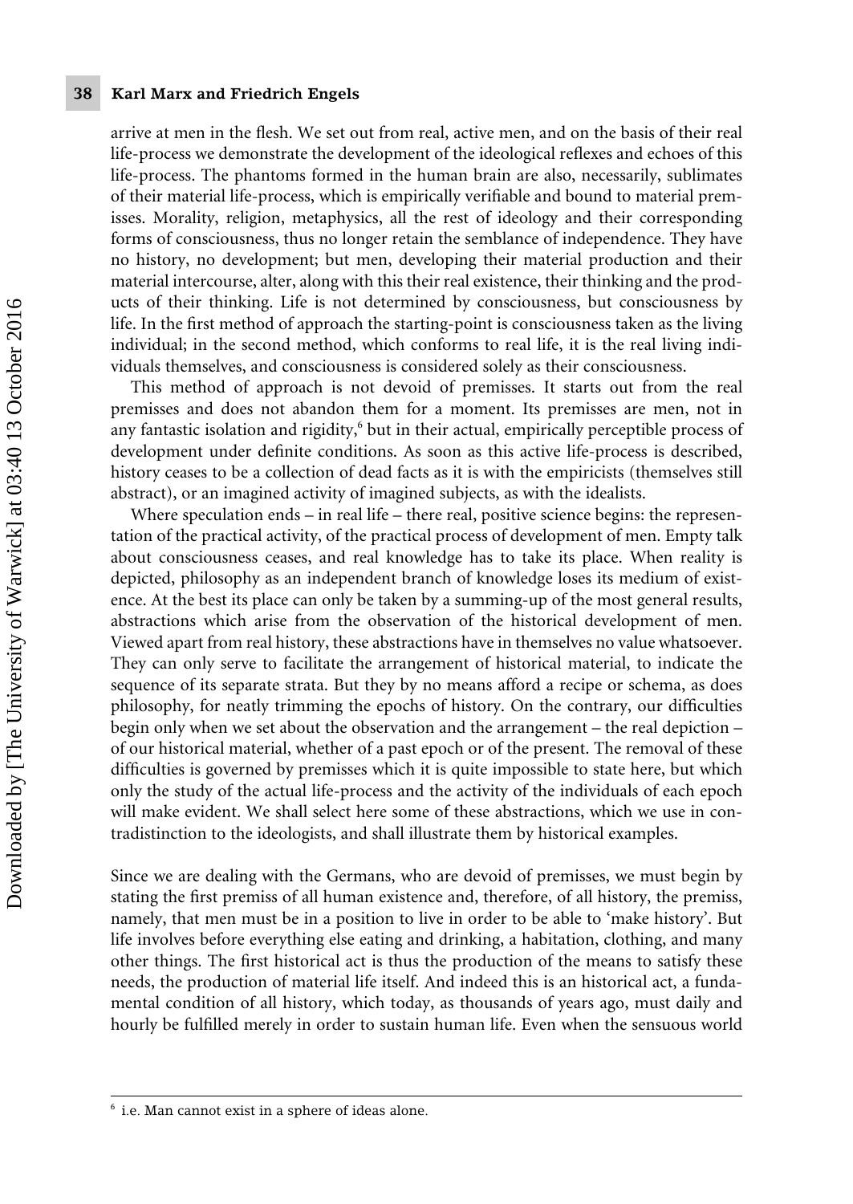arrive at men in the flesh. We set out from real, active men, and on the basis of their real life-process we demonstrate the development of the ideological reflexes and echoes of this life-process. The phantoms formed in the human brain are also, necessarily, sublimates of their material life-process, which is empirically verifiable and bound to material premisses. Morality, religion, metaphysics, all the rest of ideology and their corresponding forms of consciousness, thus no longer retain the semblance of independence. They have no history, no development; but men, developing their material production and their material intercourse, alter, along with this their real existence, their thinking and the products of their thinking. Life is not determined by consciousness, but consciousness by life. In the first method of approach the starting-point is consciousness taken as the living individual; in the second method, which conforms to real life, it is the real living individuals themselves, and consciousness is considered solely as their consciousness.

This method of approach is not devoid of premisses. It starts out from the real premisses and does not abandon them for a moment. Its premisses are men, not in any fantastic isolation and rigidity,[6] but in their actual, empirically perceptible process of development under definite conditions. As soon as this active life-process is described, history ceases to be a collection of dead facts as it is with the empiricists (themselves still abstract), or an imagined activity of imagined subjects, as with the idealists.

Where speculation ends – in real life – there real, positive science begins: the representation of the practical activity, of the practical process of development of men. Empty talk about consciousness ceases, and real knowledge has to take its place. When reality is depicted, philosophy as an independent branch of knowledge loses its medium of existence. At the best its place can only be taken by a summing-up of the most general results, abstractions which arise from the observation of the historical development of men. Viewed apart from real history, these abstractions have in themselves no value whatsoever. They can only serve to facilitate the arrangement of historical material, to indicate the sequence of its separate strata. But they by no means afford a recipe or schema, as does philosophy, for neatly trimming the epochs of history. On the contrary, our difficulties begin only when we set about the observation and the arrangement – the real depiction – of our historical material, whether of a past epoch or of the present. The removal of these difficulties is governed by premisses which it is quite impossible to state here, but which only the study of the actual life-process and the activity of the individuals of each epoch will make evident. We shall select here some of these abstractions, which we use in contradistinction to the ideologists, and shall illustrate them by historical examples.

Since we are dealing with the Germans, who are devoid of premisses, we must begin by stating the first premiss of all human existence and, therefore, of all history, the premiss, namely, that men must be in a position to live in order to be able to 'make history'. But life involves before everything else eating and drinking, a habitation, clothing, and many other things. The first historical act is thus the production of the means to satisfy these needs, the production of material life itself. And indeed this is an historical act, a fundamental condition of all history, which today, as thousands of years ago, must daily and hourly be fulfilled merely in order to sustain human life. Even when the sensuous world

[6] i.e. Man cannot exist in a sphere of ideas alone.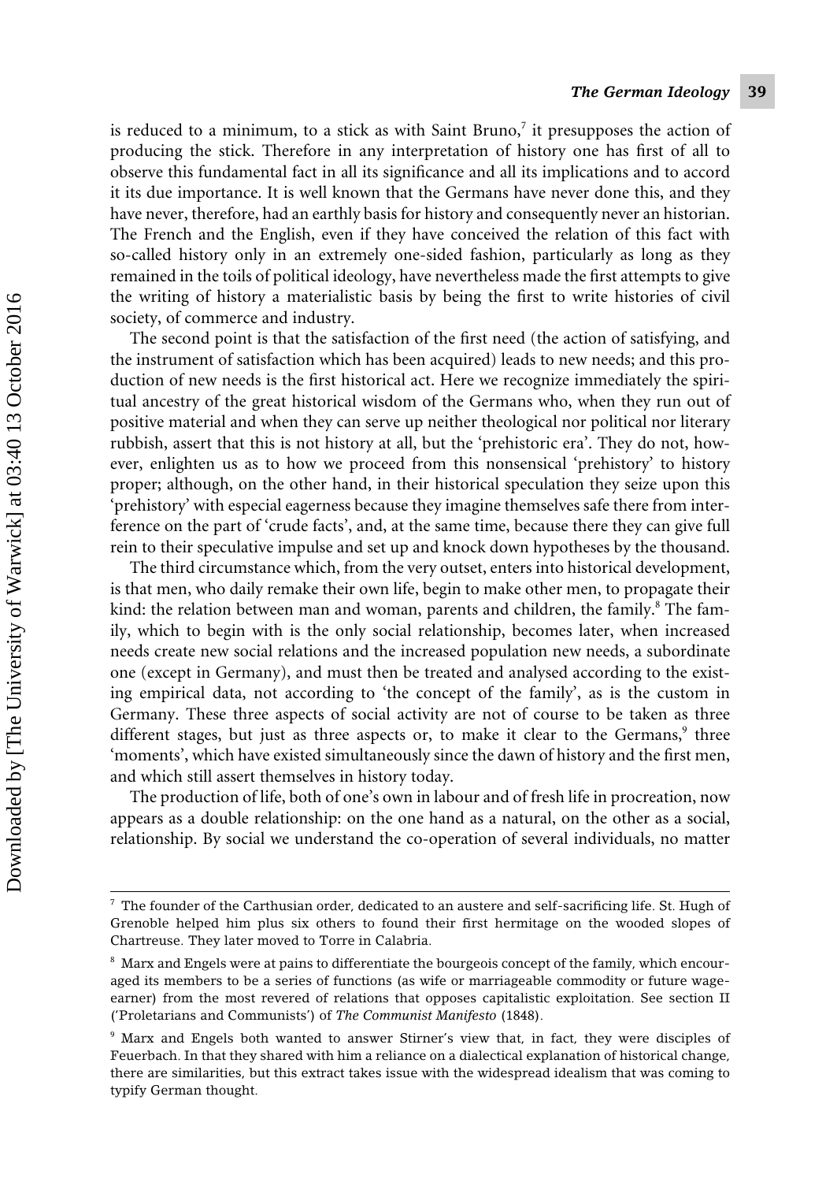is reduced to a minimum, to a stick as with Saint Bruno,[7] it presupposes the action of producing the stick. Therefore in any interpretation of history one has first of all to observe this fundamental fact in all its significance and all its implications and to accord it its due importance. It is well known that the Germans have never done this, and they have never, therefore, had an earthly basis for history and consequently never an historian. The French and the English, even if they have conceived the relation of this fact with so-called history only in an extremely one-sided fashion, particularly as long as they remained in the toils of political ideology, have nevertheless made the first attempts to give the writing of history a materialistic basis by being the first to write histories of civil society, of commerce and industry.

The second point is that the satisfaction of the first need (the action of satisfying, and the instrument of satisfaction which has been acquired) leads to new needs; and this production of new needs is the first historical act. Here we recognize immediately the spiritual ancestry of the great historical wisdom of the Germans who, when they run out of positive material and when they can serve up neither theological nor political nor literary rubbish, assert that this is not history at all, but the 'prehistoric era'. They do not, however, enlighten us as to how we proceed from this nonsensical 'prehistory' to history proper; although, on the other hand, in their historical speculation they seize upon this 'prehistory' with especial eagerness because they imagine themselves safe there from interference on the part of 'crude facts', and, at the same time, because there they can give full rein to their speculative impulse and set up and knock down hypotheses by the thousand.

The third circumstance which, from the very outset, enters into historical development, is that men, who daily remake their own life, begin to make other men, to propagate their kind: the relation between man and woman, parents and children, the family.[8] The family, which to begin with is the only social relationship, becomes later, when increased needs create new social relations and the increased population new needs, a subordinate one (except in Germany), and must then be treated and analysed according to the existing empirical data, not according to 'the concept of the family', as is the custom in Germany. These three aspects of social activity are not of course to be taken as three different stages, but just as three aspects or, to make it clear to the Germans,[9] three 'moments', which have existed simultaneously since the dawn of history and the first men, and which still assert themselves in history today.

The production of life, both of one's own in labour and of fresh life in procreation, now appears as a double relationship: on the one hand as a natural, on the other as a social, relationship. By social we understand the co-operation of several individuals, no matter

---

[7] The founder of the Carthusian order, dedicated to an austere and self-sacrificing life. St. Hugh of Grenoble helped him plus six others to found their first hermitage on the wooded slopes of Chartreuse. They later moved to Torre in Calabria.

[8] Marx and Engels were at pains to differentiate the bourgeois concept of the family, which encouraged its members to be a series of functions (as wife or marriageable commodity or future wage-earner) from the most revered of relations that opposes capitalistic exploitation. See section II ('Proletarians and Communists') of *The Communist Manifesto* (1848).

[9] Marx and Engels both wanted to answer Stirner's view that, in fact, they were disciples of Feuerbach. In that they shared with him a reliance on a dialectical explanation of historical change, there are similarities, but this extract takes issue with the widespread idealism that was coming to typify German thought.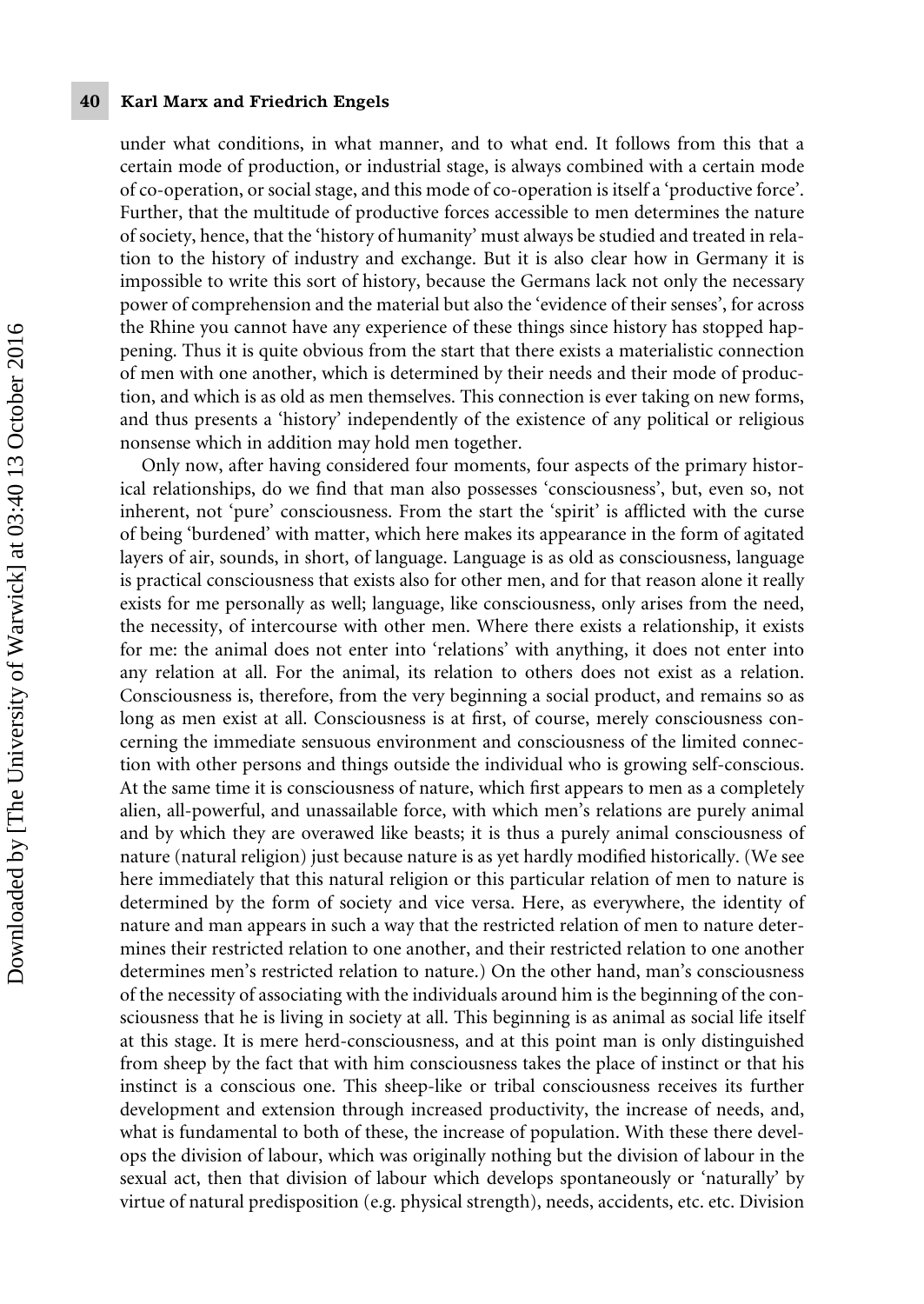under what conditions, in what manner, and to what end. It follows from this that a certain mode of production, or industrial stage, is always combined with a certain mode of co-operation, or social stage, and this mode of co-operation is itself a 'productive force'. Further, that the multitude of productive forces accessible to men determines the nature of society, hence, that the 'history of humanity' must always be studied and treated in relation to the history of industry and exchange. But it is also clear how in Germany it is impossible to write this sort of history, because the Germans lack not only the necessary power of comprehension and the material but also the 'evidence of their senses', for across the Rhine you cannot have any experience of these things since history has stopped happening. Thus it is quite obvious from the start that there exists a materialistic connection of men with one another, which is determined by their needs and their mode of production, and which is as old as men themselves. This connection is ever taking on new forms, and thus presents a 'history' independently of the existence of any political or religious nonsense which in addition may hold men together.

Only now, after having considered four moments, four aspects of the primary historical relationships, do we find that man also possesses 'consciousness', but, even so, not inherent, not 'pure' consciousness. From the start the 'spirit' is afflicted with the curse of being 'burdened' with matter, which here makes its appearance in the form of agitated layers of air, sounds, in short, of language. Language is as old as consciousness, language is practical consciousness that exists also for other men, and for that reason alone it really exists for me personally as well; language, like consciousness, only arises from the need, the necessity, of intercourse with other men. Where there exists a relationship, it exists for me: the animal does not enter into 'relations' with anything, it does not enter into any relation at all. For the animal, its relation to others does not exist as a relation. Consciousness is, therefore, from the very beginning a social product, and remains so as long as men exist at all. Consciousness is at first, of course, merely consciousness concerning the immediate sensuous environment and consciousness of the limited connection with other persons and things outside the individual who is growing self-conscious. At the same time it is consciousness of nature, which first appears to men as a completely alien, all-powerful, and unassailable force, with which men's relations are purely animal and by which they are overawed like beasts; it is thus a purely animal consciousness of nature (natural religion) just because nature is as yet hardly modified historically. (We see here immediately that this natural religion or this particular relation of men to nature is determined by the form of society and vice versa. Here, as everywhere, the identity of nature and man appears in such a way that the restricted relation of men to nature determines their restricted relation to one another, and their restricted relation to one another determines men's restricted relation to nature.) On the other hand, man's consciousness of the necessity of associating with the individuals around him is the beginning of the consciousness that he is living in society at all. This beginning is as animal as social life itself at this stage. It is mere herd-consciousness, and at this point man is only distinguished from sheep by the fact that with him consciousness takes the place of instinct or that his instinct is a conscious one. This sheep-like or tribal consciousness receives its further development and extension through increased productivity, the increase of needs, and, what is fundamental to both of these, the increase of population. With these there develops the division of labour, which was originally nothing but the division of labour in the sexual act, then that division of labour which develops spontaneously or 'naturally' by virtue of natural predisposition (e.g. physical strength), needs, accidents, etc. etc. Division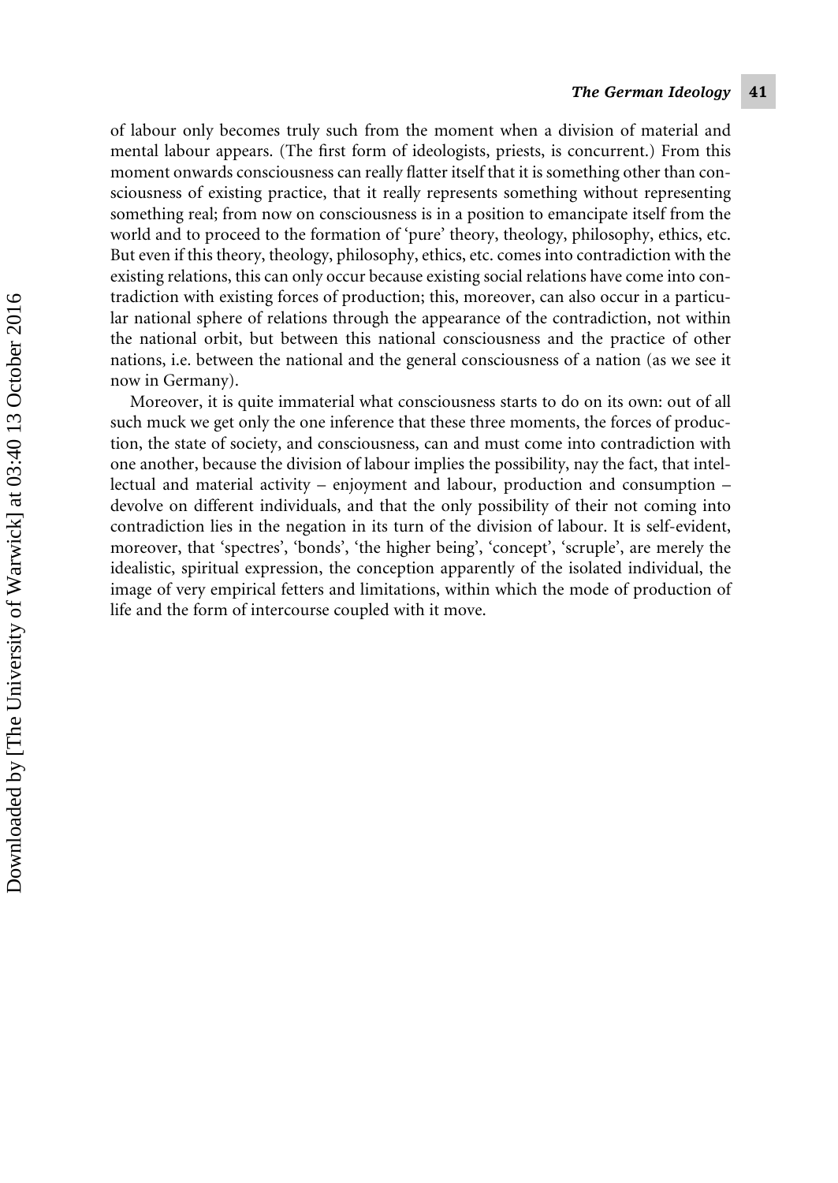of labour only becomes truly such from the moment when a division of material and mental labour appears. (The first form of ideologists, priests, is concurrent.) From this moment onwards consciousness can really flatter itself that it is something other than consciousness of existing practice, that it really represents something without representing something real; from now on consciousness is in a position to emancipate itself from the world and to proceed to the formation of 'pure' theory, theology, philosophy, ethics, etc. But even if this theory, theology, philosophy, ethics, etc. comes into contradiction with the existing relations, this can only occur because existing social relations have come into contradiction with existing forces of production; this, moreover, can also occur in a particular national sphere of relations through the appearance of the contradiction, not within the national orbit, but between this national consciousness and the practice of other nations, i.e. between the national and the general consciousness of a nation (as we see it now in Germany).

Moreover, it is quite immaterial what consciousness starts to do on its own: out of all such muck we get only the one inference that these three moments, the forces of production, the state of society, and consciousness, can and must come into contradiction with one another, because the division of labour implies the possibility, nay the fact, that intellectual and material activity – enjoyment and labour, production and consumption – devolve on different individuals, and that the only possibility of their not coming into contradiction lies in the negation in its turn of the division of labour. It is self-evident, moreover, that 'spectres', 'bonds', 'the higher being', 'concept', 'scruple', are merely the idealistic, spiritual expression, the conception apparently of the isolated individual, the image of very empirical fetters and limitations, within which the mode of production of life and the form of intercourse coupled with it move.